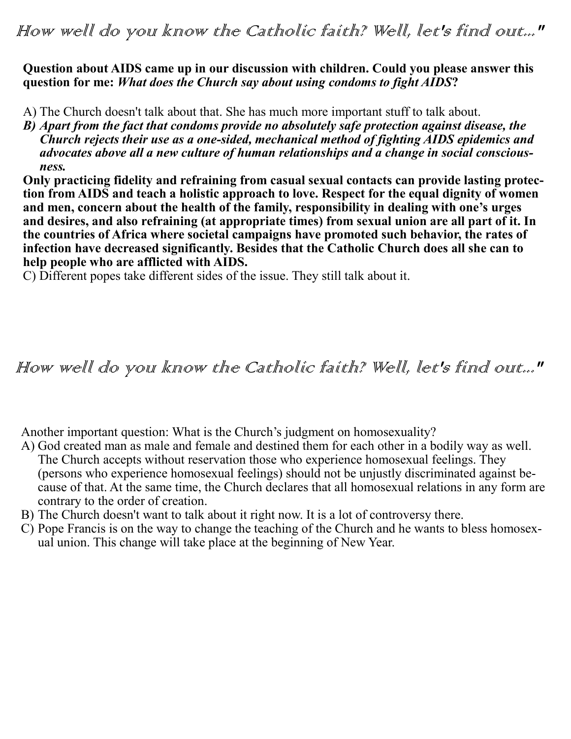# How well do you know the Catholic faith? Well, let's find out..."

**Question about AIDS came up in our discussion with children. Could you please answer this question for me:** ***What does the Church say about using condoms to fight AIDS*****?**

A) The Church doesn't talk about that. She has much more important stuff to talk about.

***B) Apart from the fact that condoms provide no absolutely safe protection against disease, the Church rejects their use as a one-sided, mechanical method of fighting AIDS epidemics and advocates above all a new culture of human relationships and a change in social consciousness.***

**Only practicing fidelity and refraining from casual sexual contacts can provide lasting protection from AIDS and teach a holistic approach to love. Respect for the equal dignity of women and men, concern about the health of the family, responsibility in dealing with one's urges and desires, and also refraining (at appropriate times) from sexual union are all part of it. In the countries of Africa where societal campaigns have promoted such behavior, the rates of infection have decreased significantly. Besides that the Catholic Church does all she can to help people who are afflicted with AIDS.**

C) Different popes take different sides of the issue. They still talk about it.

# How well do you know the Catholic faith? Well, let's find out..."

Another important question: What is the Church's judgment on homosexuality?

A) God created man as male and female and destined them for each other in a bodily way as well. The Church accepts without reservation those who experience homosexual feelings. They (persons who experience homosexual feelings) should not be unjustly discriminated against because of that. At the same time, the Church declares that all homosexual relations in any form are contrary to the order of creation.

B) The Church doesn't want to talk about it right now. It is a lot of controversy there.

C) Pope Francis is on the way to change the teaching of the Church and he wants to bless homosexual union. This change will take place at the beginning of New Year.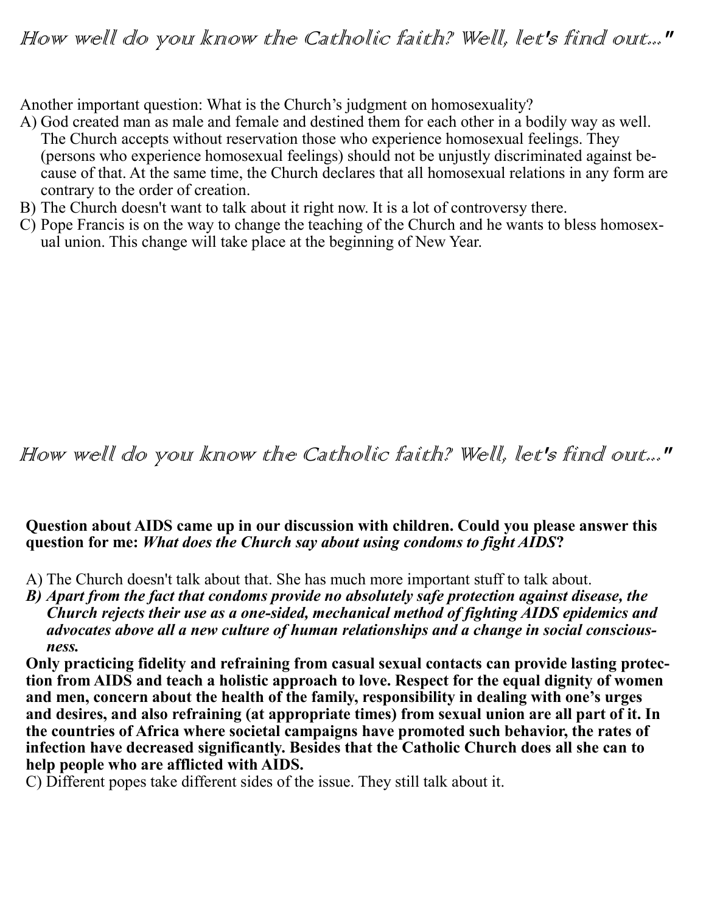*How well do you know the Catholic faith? Well, let's find out..."*

Another important question: What is the Church's judgment on homosexuality?

A) God created man as male and female and destined them for each other in a bodily way as well. The Church accepts without reservation those who experience homosexual feelings. They (persons who experience homosexual feelings) should not be unjustly discriminated against because of that. At the same time, the Church declares that all homosexual relations in any form are contrary to the order of creation.
B) The Church doesn't want to talk about it right now. It is a lot of controversy there.
C) Pope Francis is on the way to change the teaching of the Church and he wants to bless homosexual union. This change will take place at the beginning of New Year.

*How well do you know the Catholic faith? Well, let's find out..."*

**Question about AIDS came up in our discussion with children. Could you please answer this question for me:** ***What does the Church say about using condoms to fight AIDS*****?**

A) The Church doesn't talk about that. She has much more important stuff to talk about.
***B) Apart from the fact that condoms provide no absolutely safe protection against disease, the Church rejects their use as a one-sided, mechanical method of fighting AIDS epidemics and advocates above all a new culture of human relationships and a change in social consciousness.***

**Only practicing fidelity and refraining from casual sexual contacts can provide lasting protection from AIDS and teach a holistic approach to love. Respect for the equal dignity of women and men, concern about the health of the family, responsibility in dealing with one's urges and desires, and also refraining (at appropriate times) from sexual union are all part of it. In the countries of Africa where societal campaigns have promoted such behavior, the rates of infection have decreased significantly. Besides that the Catholic Church does all she can to help people who are afflicted with AIDS.**

C) Different popes take different sides of the issue. They still talk about it.